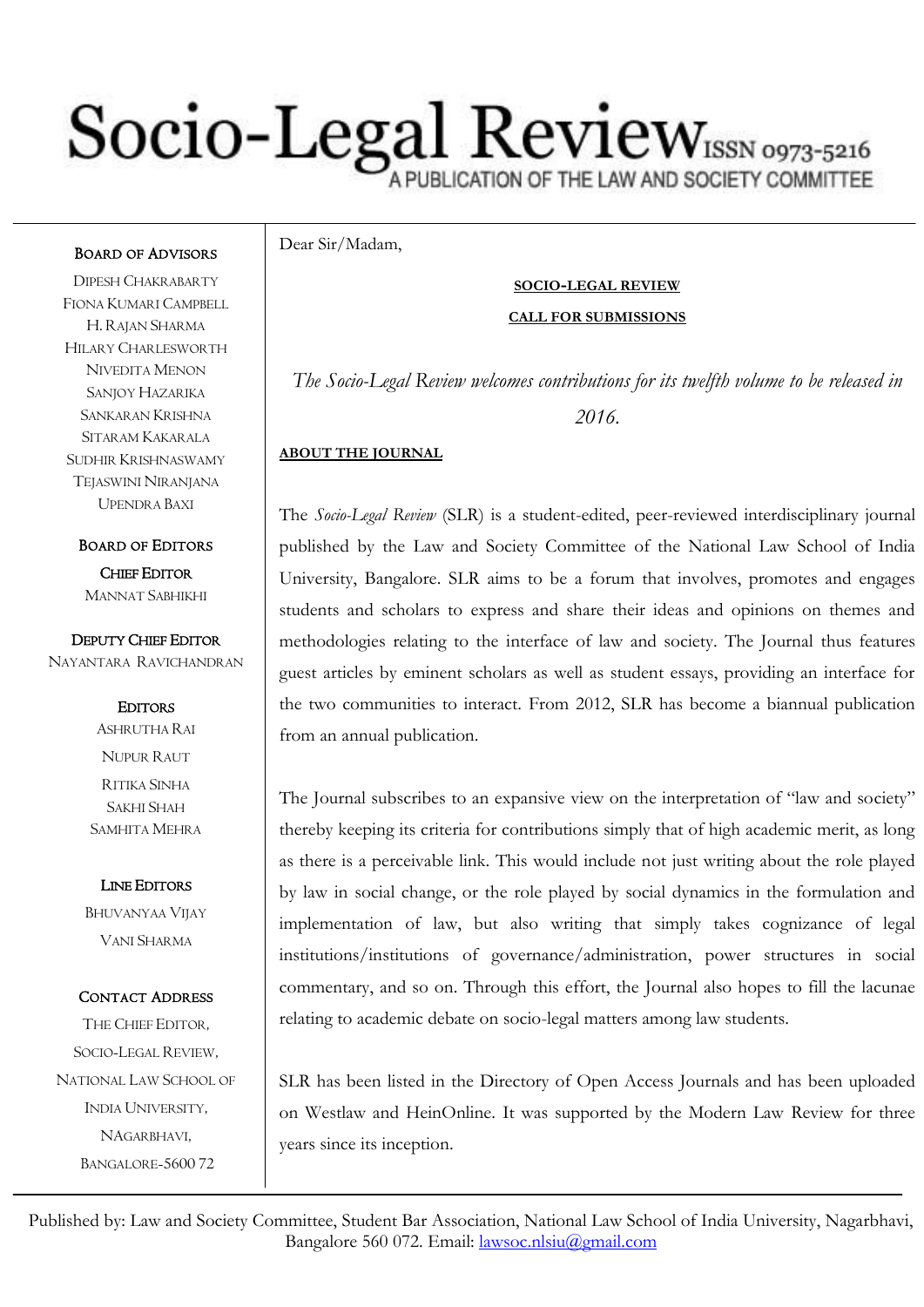# Socio-Legal Review ISSN 0973-5216

A PUBLICATION OF THE LAW AND SOCIETY COMMITTEE

**BOARD OF ADVISORS**

DIPESH CHAKRABARTY
FIONA KUMARI CAMPBELL
H. RAJAN SHARMA
HILARY CHARLESWORTH
NIVEDITA MENON
SANJOY HAZARIKA
SANKARAN KRISHNA
SITARAM KAKARALA
SUDHIR KRISHNASWAMY
TEJASWINI NIRANJANA
UPENDRA BAXI

**BOARD OF EDITORS**

**CHIEF EDITOR**
MANNAT SABHIKHI

**DEPUTY CHIEF EDITOR**
NAYANTARA RAVICHANDRAN

**EDITORS**
ASHRUTHA RAI
NUPUR RAUT
RITIKA SINHA
SAKHI SHAH
SAMHITA MEHRA

**LINE EDITORS**
BHUVANYAA VIJAY
VANI SHARMA

**CONTACT ADDRESS**
THE CHIEF EDITOR,
SOCIO-LEGAL REVIEW,
NATIONAL LAW SCHOOL OF INDIA UNIVERSITY,
NAGARBHAVI,
BANGALORE-5600 72

Dear Sir/Madam,

**SOCIO-LEGAL REVIEW**

**CALL FOR SUBMISSIONS**

*The Socio-Legal Review welcomes contributions for its twelfth volume to be released in 2016.*

**ABOUT THE JOURNAL**

The *Socio-Legal Review* (SLR) is a student-edited, peer-reviewed interdisciplinary journal published by the Law and Society Committee of the National Law School of India University, Bangalore. SLR aims to be a forum that involves, promotes and engages students and scholars to express and share their ideas and opinions on themes and methodologies relating to the interface of law and society. The Journal thus features guest articles by eminent scholars as well as student essays, providing an interface for the two communities to interact. From 2012, SLR has become a biannual publication from an annual publication.

The Journal subscribes to an expansive view on the interpretation of "law and society" thereby keeping its criteria for contributions simply that of high academic merit, as long as there is a perceivable link. This would include not just writing about the role played by law in social change, or the role played by social dynamics in the formulation and implementation of law, but also writing that simply takes cognizance of legal institutions/institutions of governance/administration, power structures in social commentary, and so on. Through this effort, the Journal also hopes to fill the lacunae relating to academic debate on socio-legal matters among law students.

SLR has been listed in the Directory of Open Access Journals and has been uploaded on Westlaw and HeinOnline. It was supported by the Modern Law Review for three years since its inception.

Published by: Law and Society Committee, Student Bar Association, National Law School of India University, Nagarbhavi, Bangalore 560 072. Email: lawsoc.nlsiu@gmail.com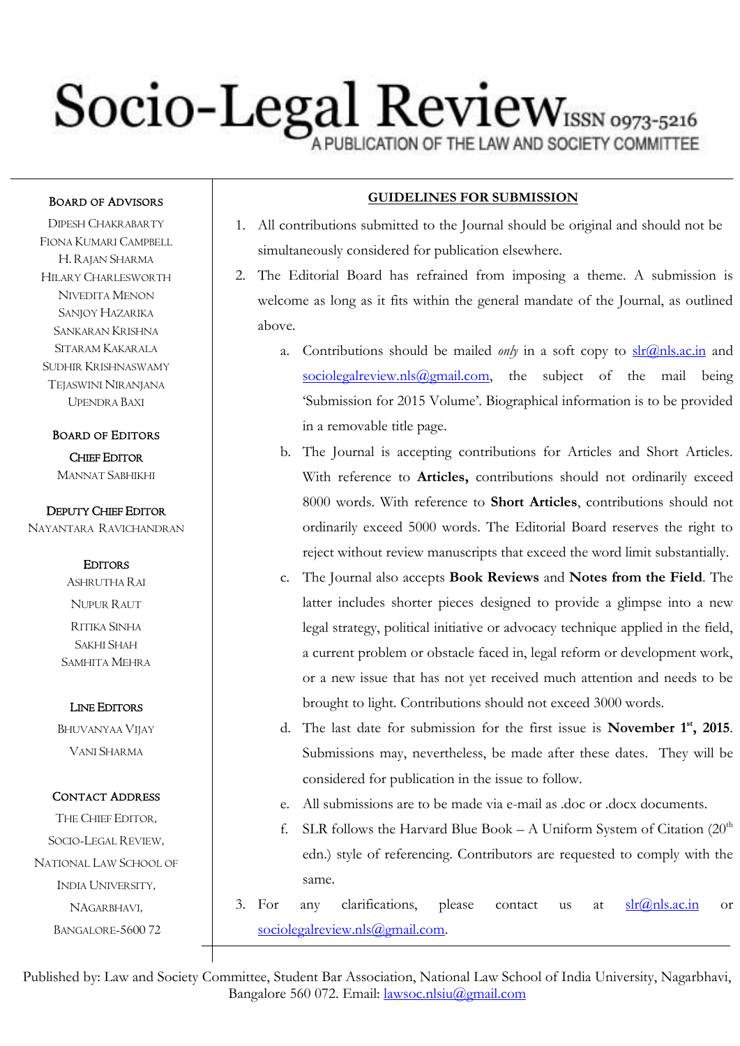# Socio-Legal Review ISSN 0973-5216

A PUBLICATION OF THE LAW AND SOCIETY COMMITTEE

**BOARD OF ADVISORS**

DIPESH CHAKRABARTY
FIONA KUMARI CAMPBELL
H. RAJAN SHARMA
HILARY CHARLESWORTH
NIVEDITA MENON
SANJOY HAZARIKA
SANKARAN KRISHNA
SITARAM KAKARALA
SUDHIR KRISHNASWAMY
TEJASWINI NIRANJANA
UPENDRA BAXI

**BOARD OF EDITORS**

**CHIEF EDITOR**
MANNAT SABHIKHI

**DEPUTY CHIEF EDITOR**
NAYANTARA RAVICHANDRAN

**EDITORS**
ASHRUTHA RAI
NUPUR RAUT
RITIKA SINHA
SAKHI SHAH
SAMHITA MEHRA

**LINE EDITORS**
BHUVANYAA VIJAY
VANI SHARMA

**CONTACT ADDRESS**
THE CHIEF EDITOR,
SOCIO-LEGAL REVIEW,
NATIONAL LAW SCHOOL OF INDIA UNIVERSITY,
NAGARBHAVI,
BANGALORE-5600 72

## GUIDELINES FOR SUBMISSION

1. All contributions submitted to the Journal should be original and should not be simultaneously considered for publication elsewhere.
2. The Editorial Board has refrained from imposing a theme. A submission is welcome as long as it fits within the general mandate of the Journal, as outlined above.
   a. Contributions should be mailed *only* in a soft copy to slr@nls.ac.in and sociolegalreview.nls@gmail.com, the subject of the mail being 'Submission for 2015 Volume'. Biographical information is to be provided in a removable title page.
   b. The Journal is accepting contributions for Articles and Short Articles. With reference to **Articles,** contributions should not ordinarily exceed 8000 words. With reference to **Short Articles**, contributions should not ordinarily exceed 5000 words. The Editorial Board reserves the right to reject without review manuscripts that exceed the word limit substantially.
   c. The Journal also accepts **Book Reviews** and **Notes from the Field**. The latter includes shorter pieces designed to provide a glimpse into a new legal strategy, political initiative or advocacy technique applied in the field, a current problem or obstacle faced in, legal reform or development work, or a new issue that has not yet received much attention and needs to be brought to light. Contributions should not exceed 3000 words.
   d. The last date for submission for the first issue is **November 1st, 2015**. Submissions may, nevertheless, be made after these dates. They will be considered for publication in the issue to follow.
   e. All submissions are to be made via e-mail as .doc or .docx documents.
   f. SLR follows the Harvard Blue Book – A Uniform System of Citation (20th edn.) style of referencing. Contributors are requested to comply with the same.
3. For any clarifications, please contact us at slr@nls.ac.in or sociolegalreview.nls@gmail.com.

Published by: Law and Society Committee, Student Bar Association, National Law School of India University, Nagarbhavi, Bangalore 560 072. Email: lawsoc.nlsiu@gmail.com